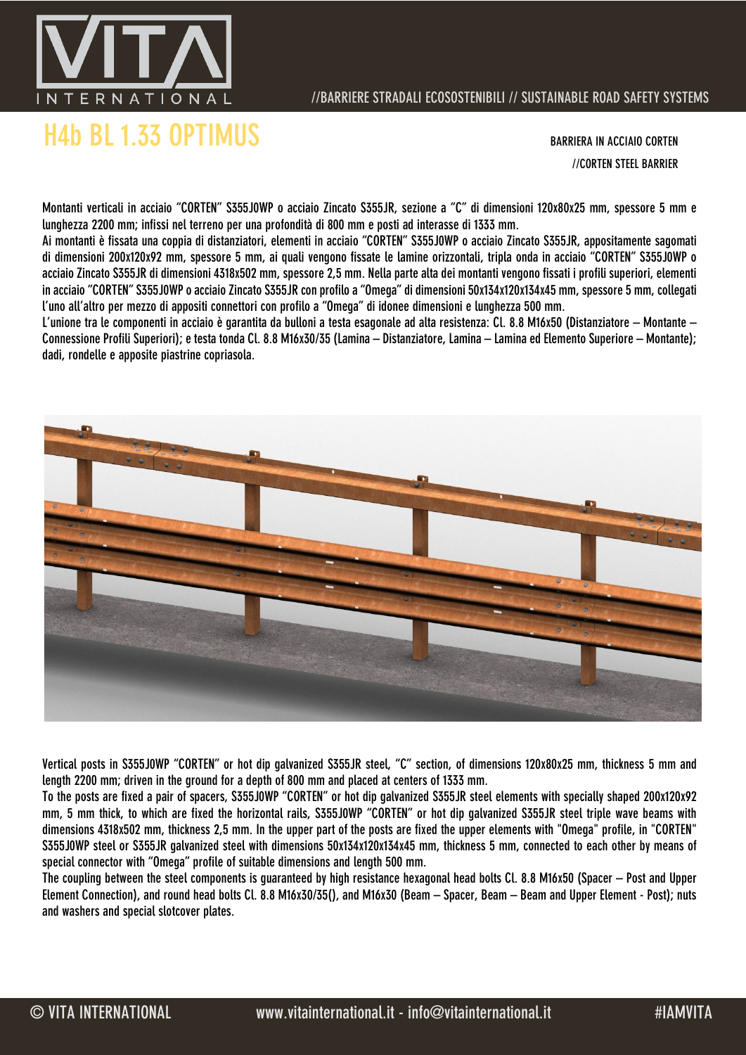# H4b BL 1.33 OPTIMUS

BARRIERA IN ACCIAIO CORTEN

//CORTEN STEEL BARRIER

Montanti verticali in acciaio "CORTEN" S355J0WP o acciaio Zincato S355JR, sezione a "C" di dimensioni 120x80x25 mm, spessore 5 mm e lunghezza 2200 mm; infissi nel terreno per una profondità di 800 mm e posti ad interasse di 1333 mm.

Ai montanti è fissata una coppia di distanziatori, elementi in acciaio "CORTEN" S355J0WP o acciaio Zincato S355JR, appositamente sagomati di dimensioni 200x120x92 mm, spessore 5 mm, ai quali vengono fissate le lamine orizzontali, tripla onda in acciaio "CORTEN" S355J0WP o acciaio Zincato S355JR di dimensioni 4318x502 mm, spessore 2,5 mm. Nella parte alta dei montanti vengono fissati i profili superiori, elementi in acciaio "CORTEN" S355J0WP o acciaio Zincato S355JR con profilo a "Omega" di dimensioni 50x134x120x134x45 mm, spessore 5 mm, collegati l'uno all'altro per mezzo di appositi connettori con profilo a "Omega" di idonee dimensioni e lunghezza 500 mm.

L'unione tra le componenti in acciaio è garantita da bulloni a testa esagonale ad alta resistenza: Cl. 8.8 M16x50 (Distanziatore – Montante – Connessione Profili Superiori); e testa tonda Cl. 8.8 M16x30/35 (Lamina – Distanziatore, Lamina – Lamina ed Elemento Superiore – Montante); dadi, rondelle e apposite piastrine copriasola.

Vertical posts in S355J0WP "CORTEN" or hot dip galvanized S355JR steel, "C" section, of dimensions 120x80x25 mm, thickness 5 mm and length 2200 mm; driven in the ground for a depth of 800 mm and placed at centers of 1333 mm.

To the posts are fixed a pair of spacers, S355J0WP "CORTEN" or hot dip galvanized S355JR steel elements with specially shaped 200x120x92 mm, 5 mm thick, to which are fixed the horizontal rails, S355J0WP "CORTEN" or hot dip galvanized S355JR steel triple wave beams with dimensions 4318x502 mm, thickness 2,5 mm. In the upper part of the posts are fixed the upper elements with "Omega" profile, in "CORTEN" S355J0WP steel or S355JR galvanized steel with dimensions 50x134x120x134x45 mm, thickness 5 mm, connected to each other by means of special connector with "Omega" profile of suitable dimensions and length 500 mm.

The coupling between the steel components is guaranteed by high resistance hexagonal head bolts Cl. 8.8 M16x50 (Spacer – Post and Upper Element Connection), and round head bolts Cl. 8.8 M16x30/35(), and M16x30 (Beam – Spacer, Beam – Beam and Upper Element - Post); nuts and washers and special slotcover plates.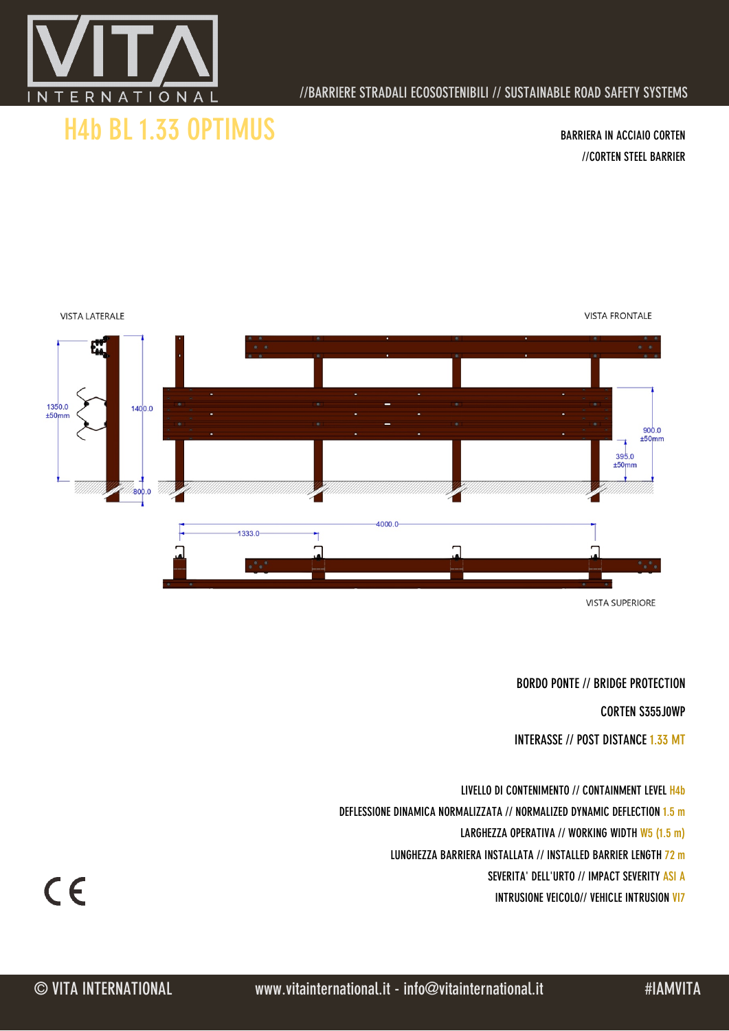# H4b BL 1.33 OPTIMUS

BARRIERA IN ACCIAIO CORTEN
//CORTEN STEEL BARRIER

VISTA LATERALE

VISTA FRONTALE

1350.0
±50mm

1400.0

800.0

900.0
±50mm

395.0
±50mm

1333.0

4000.0

VISTA SUPERIORE

BORDO PONTE // BRIDGE PROTECTION

CORTEN S355J0WP

INTERASSE // POST DISTANCE 1.33 MT

LIVELLO DI CONTENIMENTO // CONTAINMENT LEVEL H4b
DEFLESSIONE DINAMICA NORMALIZZATA // NORMALIZED DYNAMIC DEFLECTION 1.5 m
LARGHEZZA OPERATIVA // WORKING WIDTH W5 (1.5 m)
LUNGHEZZA BARRIERA INSTALLATA // INSTALLED BARRIER LENGTH 72 m
SEVERITA' DELL'URTO // IMPACT SEVERITY ASI A
INTRUSIONE VEICOLO// VEHICLE INTRUSION VI7

CE